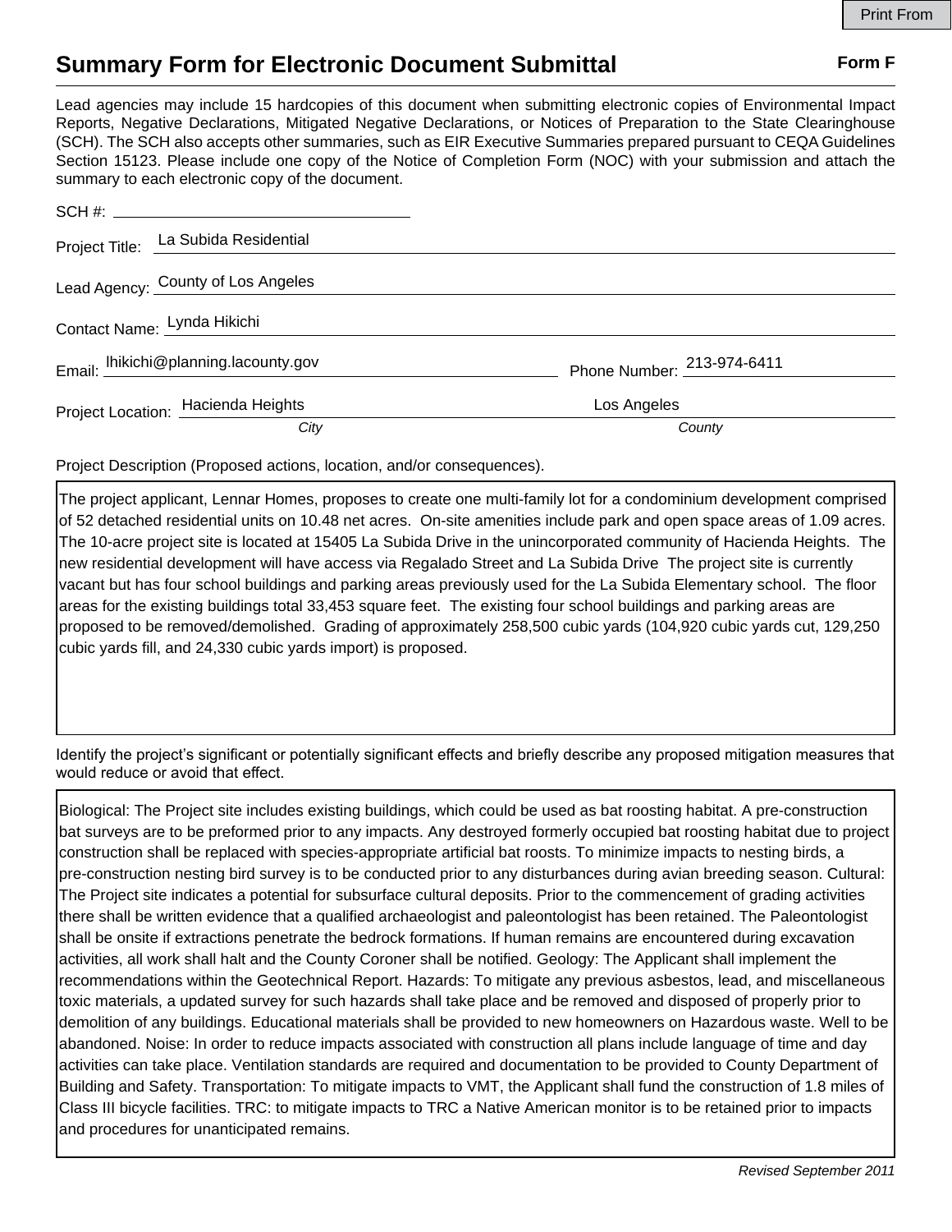Print From

# Summary Form for Electronic Document Submittal

**Form F**

Lead agencies may include 15 hardcopies of this document when submitting electronic copies of Environmental Impact Reports, Negative Declarations, Mitigated Negative Declarations, or Notices of Preparation to the State Clearinghouse (SCH). The SCH also accepts other summaries, such as EIR Executive Summaries prepared pursuant to CEQA Guidelines Section 15123. Please include one copy of the Notice of Completion Form (NOC) with your submission and attach the summary to each electronic copy of the document.

SCH #: 

Project Title: La Subida Residential

Lead Agency: County of Los Angeles

Contact Name: Lynda Hikichi

Email: lhikichi@planning.lacounty.gov

Phone Number: 213-974-6411

Project Location: Hacienda Heights (*City*), Los Angeles (*County*)

Project Description (Proposed actions, location, and/or consequences).

The project applicant, Lennar Homes, proposes to create one multi-family lot for a condominium development comprised of 52 detached residential units on 10.48 net acres. On-site amenities include park and open space areas of 1.09 acres. The 10-acre project site is located at 15405 La Subida Drive in the unincorporated community of Hacienda Heights. The new residential development will have access via Regalado Street and La Subida Drive The project site is currently vacant but has four school buildings and parking areas previously used for the La Subida Elementary school. The floor areas for the existing buildings total 33,453 square feet. The existing four school buildings and parking areas are proposed to be removed/demolished. Grading of approximately 258,500 cubic yards (104,920 cubic yards cut, 129,250 cubic yards fill, and 24,330 cubic yards import) is proposed.

Identify the project's significant or potentially significant effects and briefly describe any proposed mitigation measures that would reduce or avoid that effect.

Biological: The Project site includes existing buildings, which could be used as bat roosting habitat. A pre-construction bat surveys are to be preformed prior to any impacts. Any destroyed formerly occupied bat roosting habitat due to project construction shall be replaced with species-appropriate artificial bat roosts. To minimize impacts to nesting birds, a pre-construction nesting bird survey is to be conducted prior to any disturbances during avian breeding season. Cultural: The Project site indicates a potential for subsurface cultural deposits. Prior to the commencement of grading activities there shall be written evidence that a qualified archaeologist and paleontologist has been retained. The Paleontologist shall be onsite if extractions penetrate the bedrock formations. If human remains are encountered during excavation activities, all work shall halt and the County Coroner shall be notified. Geology: The Applicant shall implement the recommendations within the Geotechnical Report. Hazards: To mitigate any previous asbestos, lead, and miscellaneous toxic materials, a updated survey for such hazards shall take place and be removed and disposed of properly prior to demolition of any buildings. Educational materials shall be provided to new homeowners on Hazardous waste. Well to be abandoned. Noise: In order to reduce impacts associated with construction all plans include language of time and day activities can take place. Ventilation standards are required and documentation to be provided to County Department of Building and Safety. Transportation: To mitigate impacts to VMT, the Applicant shall fund the construction of 1.8 miles of Class III bicycle facilities. TRC: to mitigate impacts to TRC a Native American monitor is to be retained prior to impacts and procedures for unanticipated remains.

*Revised September 2011*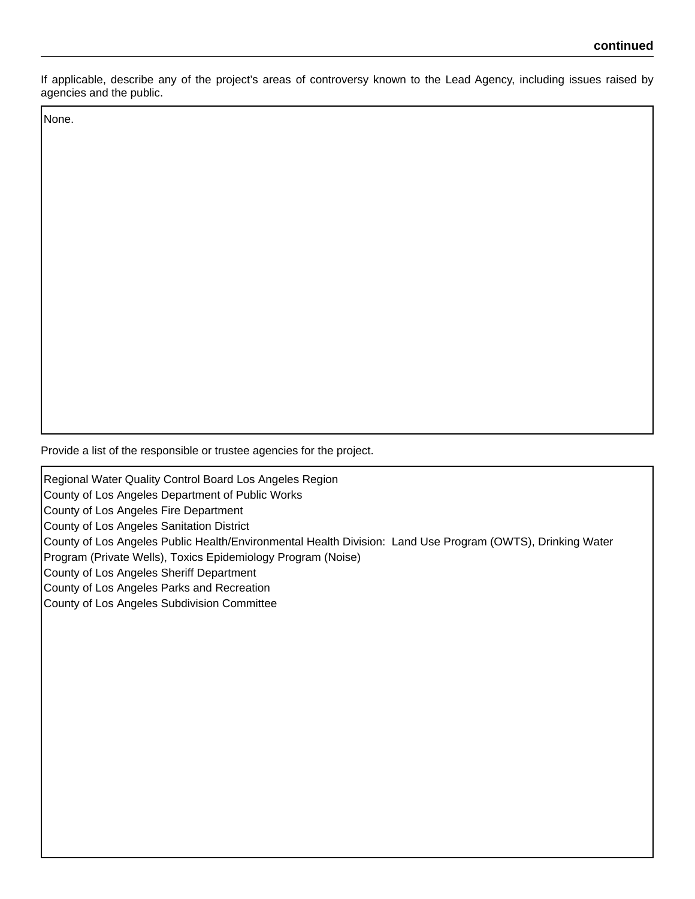**continued**

If applicable, describe any of the project's areas of controversy known to the Lead Agency, including issues raised by agencies and the public.

None.

Provide a list of the responsible or trustee agencies for the project.

Regional Water Quality Control Board Los Angeles Region
County of Los Angeles Department of Public Works
County of Los Angeles Fire Department
County of Los Angeles Sanitation District
County of Los Angeles Public Health/Environmental Health Division: Land Use Program (OWTS), Drinking Water Program (Private Wells), Toxics Epidemiology Program (Noise)
County of Los Angeles Sheriff Department
County of Los Angeles Parks and Recreation
County of Los Angeles Subdivision Committee